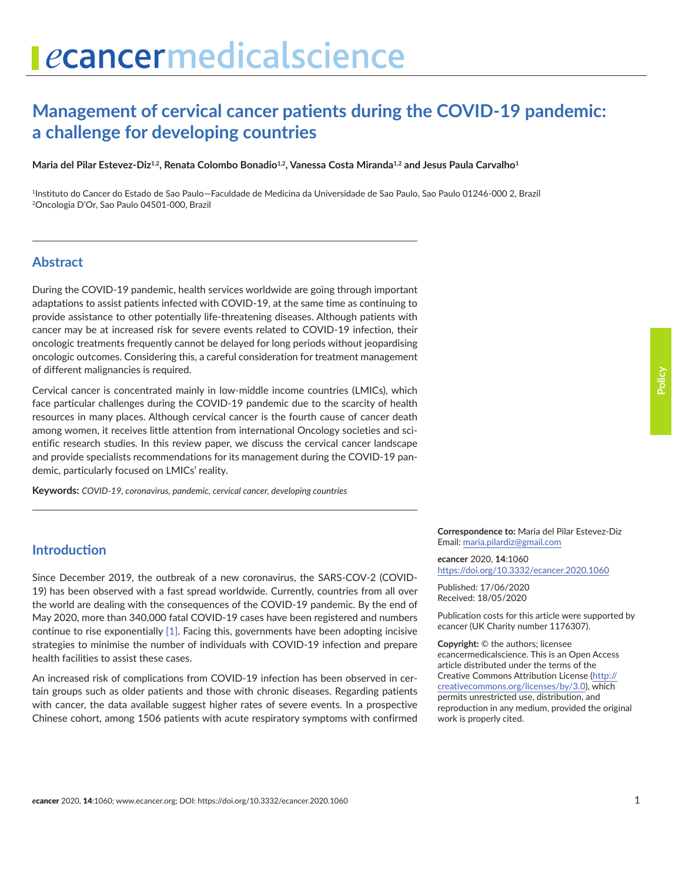# Management of cervical cancer patients during the COVID-19 pandemic: a challenge for developing countries

**Maria del Pilar Estevez-Diz[1,2], Renata Colombo Bonadio[1,2], Vanessa Costa Miranda[1,2] and Jesus Paula Carvalho[1]**

[1]Instituto do Cancer do Estado de Sao Paulo—Faculdade de Medicina da Universidade de Sao Paulo, Sao Paulo 01246-000 2, Brazil
[2]Oncologia D'Or, Sao Paulo 04501-000, Brazil

## Abstract

During the COVID-19 pandemic, health services worldwide are going through important adaptations to assist patients infected with COVID-19, at the same time as continuing to provide assistance to other potentially life-threatening diseases. Although patients with cancer may be at increased risk for severe events related to COVID-19 infection, their oncologic treatments frequently cannot be delayed for long periods without jeopardising oncologic outcomes. Considering this, a careful consideration for treatment management of different malignancies is required.

Cervical cancer is concentrated mainly in low-middle income countries (LMICs), which face particular challenges during the COVID-19 pandemic due to the scarcity of health resources in many places. Although cervical cancer is the fourth cause of cancer death among women, it receives little attention from international Oncology societies and scientific research studies. In this review paper, we discuss the cervical cancer landscape and provide specialists recommendations for its management during the COVID-19 pandemic, particularly focused on LMICs' reality.

**Keywords:** *COVID-19, coronavirus, pandemic, cervical cancer, developing countries*

**Correspondence to:** Maria del Pilar Estevez-Diz
Email: maria.pilardiz@gmail.com

*e*cancer 2020, **14**:1060
https://doi.org/10.3332/ecancer.2020.1060

Published: 17/06/2020
Received: 18/05/2020

Publication costs for this article were supported by *e*cancer (UK Charity number 1176307).

**Copyright:** © the authors; licensee *e*cancermedicalscience. This is an Open Access article distributed under the terms of the Creative Commons Attribution License (http://creativecommons.org/licenses/by/3.0), which permits unrestricted use, distribution, and reproduction in any medium, provided the original work is properly cited.

## Introduction

Since December 2019, the outbreak of a new coronavirus, the SARS-COV-2 (COVID-19) has been observed with a fast spread worldwide. Currently, countries from all over the world are dealing with the consequences of the COVID-19 pandemic. By the end of May 2020, more than 340,000 fatal COVID-19 cases have been registered and numbers continue to rise exponentially [1]. Facing this, governments have been adopting incisive strategies to minimise the number of individuals with COVID-19 infection and prepare health facilities to assist these cases.

An increased risk of complications from COVID-19 infection has been observed in certain groups such as older patients and those with chronic diseases. Regarding patients with cancer, the data available suggest higher rates of severe events. In a prospective Chinese cohort, among 1506 patients with acute respiratory symptoms with confirmed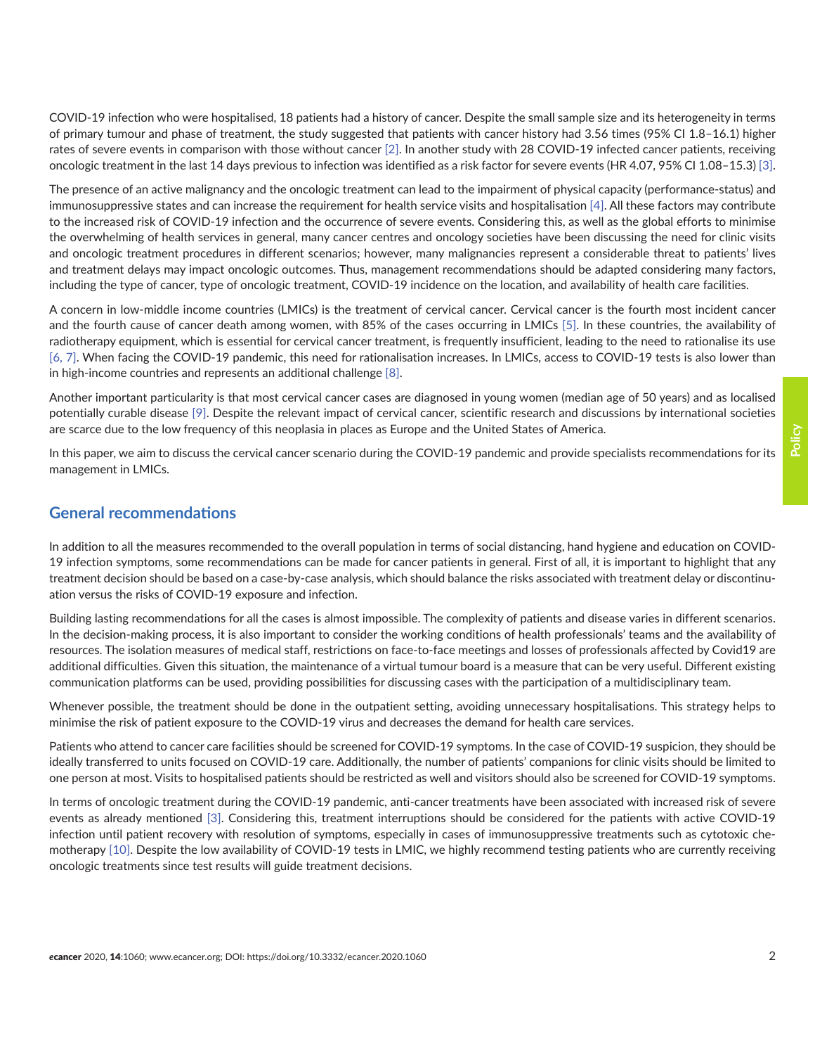COVID-19 infection who were hospitalised, 18 patients had a history of cancer. Despite the small sample size and its heterogeneity in terms of primary tumour and phase of treatment, the study suggested that patients with cancer history had 3.56 times (95% CI 1.8–16.1) higher rates of severe events in comparison with those without cancer [2]. In another study with 28 COVID-19 infected cancer patients, receiving oncologic treatment in the last 14 days previous to infection was identified as a risk factor for severe events (HR 4.07, 95% CI 1.08–15.3) [3].

The presence of an active malignancy and the oncologic treatment can lead to the impairment of physical capacity (performance-status) and immunosuppressive states and can increase the requirement for health service visits and hospitalisation [4]. All these factors may contribute to the increased risk of COVID-19 infection and the occurrence of severe events. Considering this, as well as the global efforts to minimise the overwhelming of health services in general, many cancer centres and oncology societies have been discussing the need for clinic visits and oncologic treatment procedures in different scenarios; however, many malignancies represent a considerable threat to patients' lives and treatment delays may impact oncologic outcomes. Thus, management recommendations should be adapted considering many factors, including the type of cancer, type of oncologic treatment, COVID-19 incidence on the location, and availability of health care facilities.

A concern in low-middle income countries (LMICs) is the treatment of cervical cancer. Cervical cancer is the fourth most incident cancer and the fourth cause of cancer death among women, with 85% of the cases occurring in LMICs [5]. In these countries, the availability of radiotherapy equipment, which is essential for cervical cancer treatment, is frequently insufficient, leading to the need to rationalise its use [6, 7]. When facing the COVID-19 pandemic, this need for rationalisation increases. In LMICs, access to COVID-19 tests is also lower than in high-income countries and represents an additional challenge [8].

Another important particularity is that most cervical cancer cases are diagnosed in young women (median age of 50 years) and as localised potentially curable disease [9]. Despite the relevant impact of cervical cancer, scientific research and discussions by international societies are scarce due to the low frequency of this neoplasia in places as Europe and the United States of America.

In this paper, we aim to discuss the cervical cancer scenario during the COVID-19 pandemic and provide specialists recommendations for its management in LMICs.

## General recommendations

In addition to all the measures recommended to the overall population in terms of social distancing, hand hygiene and education on COVID-19 infection symptoms, some recommendations can be made for cancer patients in general. First of all, it is important to highlight that any treatment decision should be based on a case-by-case analysis, which should balance the risks associated with treatment delay or discontinuation versus the risks of COVID-19 exposure and infection.

Building lasting recommendations for all the cases is almost impossible. The complexity of patients and disease varies in different scenarios. In the decision-making process, it is also important to consider the working conditions of health professionals' teams and the availability of resources. The isolation measures of medical staff, restrictions on face-to-face meetings and losses of professionals affected by Covid19 are additional difficulties. Given this situation, the maintenance of a virtual tumour board is a measure that can be very useful. Different existing communication platforms can be used, providing possibilities for discussing cases with the participation of a multidisciplinary team.

Whenever possible, the treatment should be done in the outpatient setting, avoiding unnecessary hospitalisations. This strategy helps to minimise the risk of patient exposure to the COVID-19 virus and decreases the demand for health care services.

Patients who attend to cancer care facilities should be screened for COVID-19 symptoms. In the case of COVID-19 suspicion, they should be ideally transferred to units focused on COVID-19 care. Additionally, the number of patients' companions for clinic visits should be limited to one person at most. Visits to hospitalised patients should be restricted as well and visitors should also be screened for COVID-19 symptoms.

In terms of oncologic treatment during the COVID-19 pandemic, anti-cancer treatments have been associated with increased risk of severe events as already mentioned [3]. Considering this, treatment interruptions should be considered for the patients with active COVID-19 infection until patient recovery with resolution of symptoms, especially in cases of immunosuppressive treatments such as cytotoxic chemotherapy [10]. Despite the low availability of COVID-19 tests in LMIC, we highly recommend testing patients who are currently receiving oncologic treatments since test results will guide treatment decisions.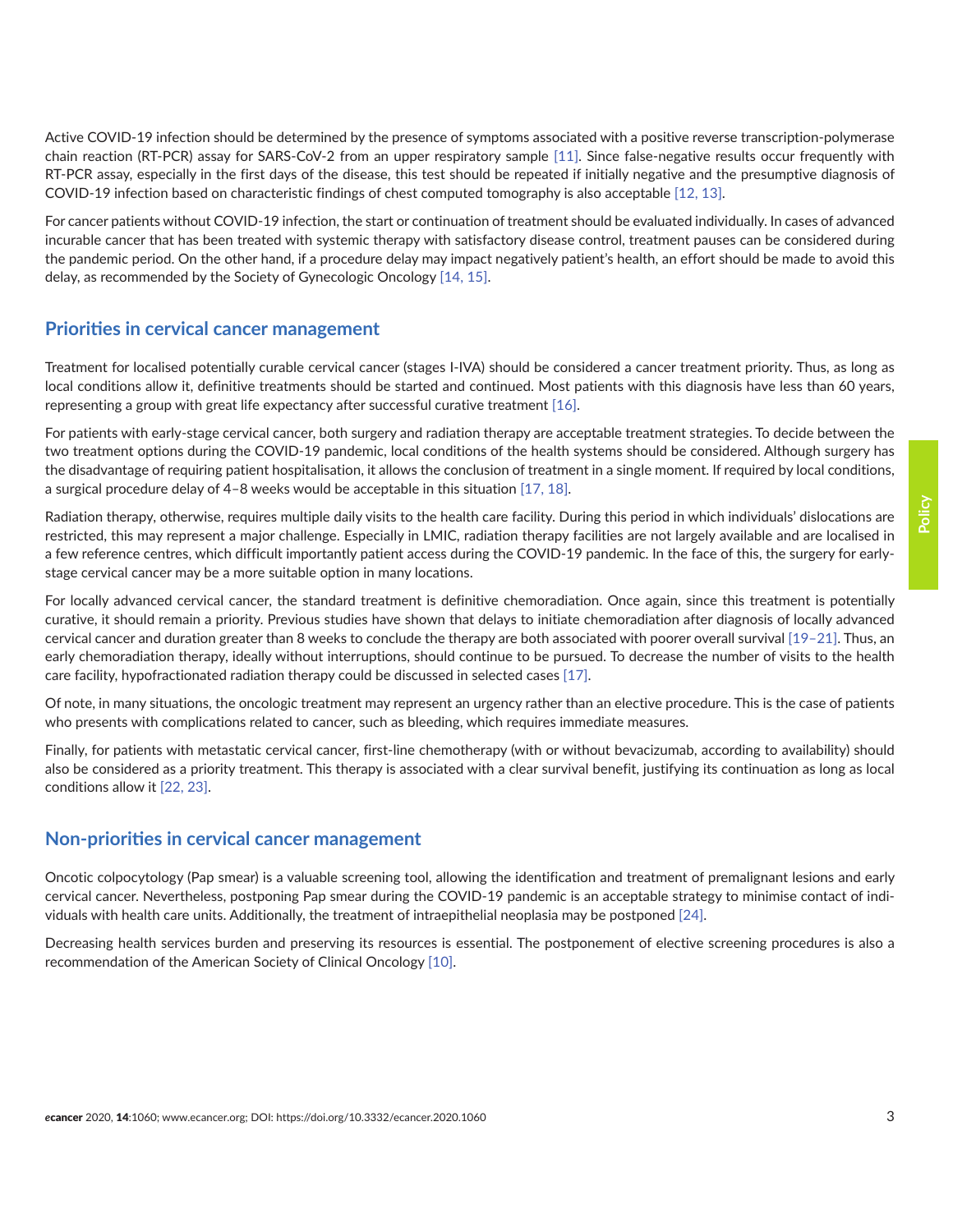Active COVID-19 infection should be determined by the presence of symptoms associated with a positive reverse transcription-polymerase chain reaction (RT-PCR) assay for SARS-CoV-2 from an upper respiratory sample [11]. Since false-negative results occur frequently with RT-PCR assay, especially in the first days of the disease, this test should be repeated if initially negative and the presumptive diagnosis of COVID-19 infection based on characteristic findings of chest computed tomography is also acceptable [12, 13].

For cancer patients without COVID-19 infection, the start or continuation of treatment should be evaluated individually. In cases of advanced incurable cancer that has been treated with systemic therapy with satisfactory disease control, treatment pauses can be considered during the pandemic period. On the other hand, if a procedure delay may impact negatively patient's health, an effort should be made to avoid this delay, as recommended by the Society of Gynecologic Oncology [14, 15].

## Priorities in cervical cancer management

Treatment for localised potentially curable cervical cancer (stages I-IVA) should be considered a cancer treatment priority. Thus, as long as local conditions allow it, definitive treatments should be started and continued. Most patients with this diagnosis have less than 60 years, representing a group with great life expectancy after successful curative treatment [16].

For patients with early-stage cervical cancer, both surgery and radiation therapy are acceptable treatment strategies. To decide between the two treatment options during the COVID-19 pandemic, local conditions of the health systems should be considered. Although surgery has the disadvantage of requiring patient hospitalisation, it allows the conclusion of treatment in a single moment. If required by local conditions, a surgical procedure delay of 4–8 weeks would be acceptable in this situation [17, 18].

Radiation therapy, otherwise, requires multiple daily visits to the health care facility. During this period in which individuals' dislocations are restricted, this may represent a major challenge. Especially in LMIC, radiation therapy facilities are not largely available and are localised in a few reference centres, which difficult importantly patient access during the COVID-19 pandemic. In the face of this, the surgery for early-stage cervical cancer may be a more suitable option in many locations.

For locally advanced cervical cancer, the standard treatment is definitive chemoradiation. Once again, since this treatment is potentially curative, it should remain a priority. Previous studies have shown that delays to initiate chemoradiation after diagnosis of locally advanced cervical cancer and duration greater than 8 weeks to conclude the therapy are both associated with poorer overall survival [19–21]. Thus, an early chemoradiation therapy, ideally without interruptions, should continue to be pursued. To decrease the number of visits to the health care facility, hypofractionated radiation therapy could be discussed in selected cases [17].

Of note, in many situations, the oncologic treatment may represent an urgency rather than an elective procedure. This is the case of patients who presents with complications related to cancer, such as bleeding, which requires immediate measures.

Finally, for patients with metastatic cervical cancer, first-line chemotherapy (with or without bevacizumab, according to availability) should also be considered as a priority treatment. This therapy is associated with a clear survival benefit, justifying its continuation as long as local conditions allow it [22, 23].

## Non-priorities in cervical cancer management

Oncotic colpocytology (Pap smear) is a valuable screening tool, allowing the identification and treatment of premalignant lesions and early cervical cancer. Nevertheless, postponing Pap smear during the COVID-19 pandemic is an acceptable strategy to minimise contact of individuals with health care units. Additionally, the treatment of intraepithelial neoplasia may be postponed [24].

Decreasing health services burden and preserving its resources is essential. The postponement of elective screening procedures is also a recommendation of the American Society of Clinical Oncology [10].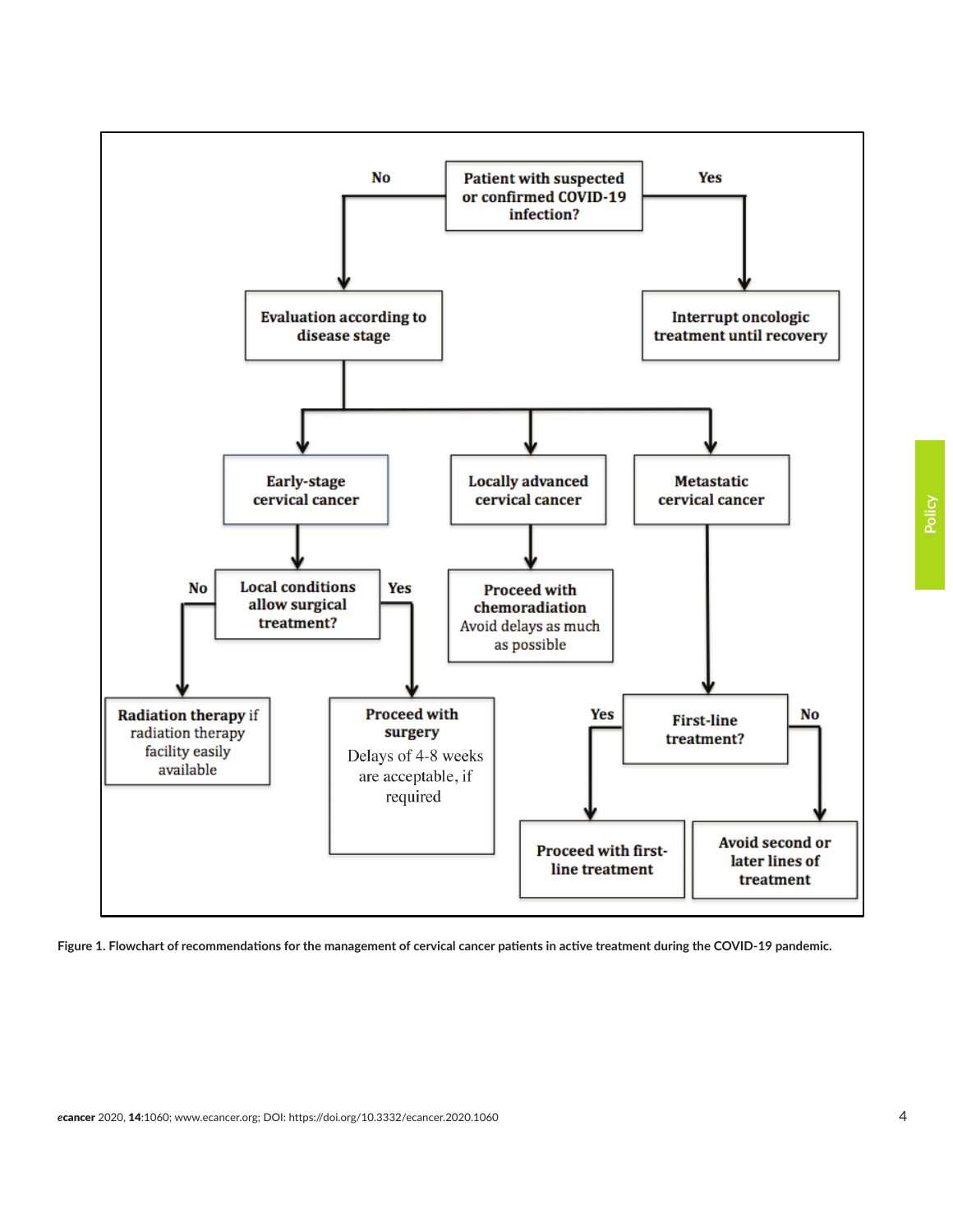Patient with suspected or confirmed COVID-19 infection?

- No → Evaluation according to disease stage
  - Early-stage cervical cancer → Local conditions allow surgical treatment?
    - No → **Radiation therapy** if radiation therapy facility easily available
    - Yes → **Proceed with surgery** Delays of 4-8 weeks are acceptable, if required
  - Locally advanced cervical cancer → **Proceed with chemoradiation** Avoid delays as much as possible
  - Metastatic cervical cancer → First-line treatment?
    - Yes → Proceed with first-line treatment
    - No → Avoid second or later lines of treatment
- Yes → Interrupt oncologic treatment until recovery

**Figure 1. Flowchart of recommendations for the management of cervical cancer patients in active treatment during the COVID-19 pandemic.**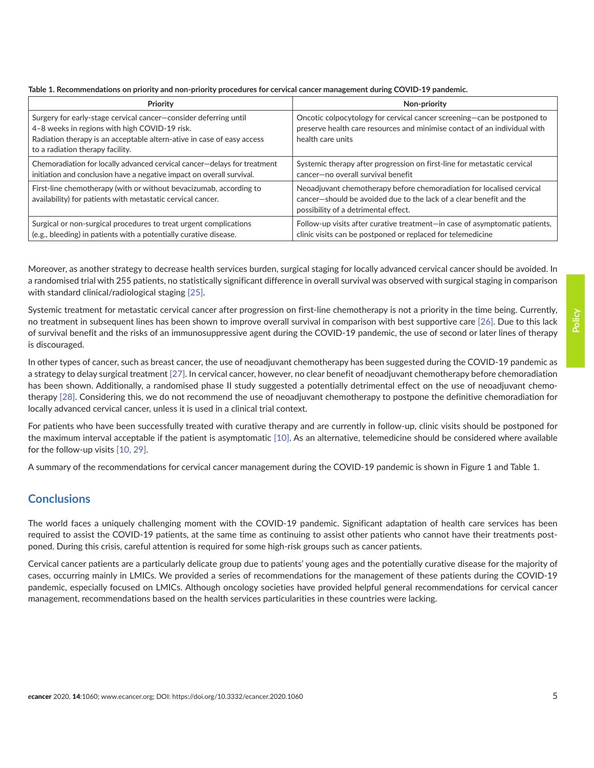**Table 1. Recommendations on priority and non-priority procedures for cervical cancer management during COVID-19 pandemic.**

| Priority | Non-priority |
|---|---|
| Surgery for early-stage cervical cancer—consider deferring until 4–8 weeks in regions with high COVID-19 risk. Radiation therapy is an acceptable altern-ative in case of easy access to a radiation therapy facility. | Oncotic colpocytology for cervical cancer screening—can be postponed to preserve health care resources and minimise contact of an individual with health care units |
| Chemoradiation for locally advanced cervical cancer—delays for treatment initiation and conclusion have a negative impact on overall survival. | Systemic therapy after progression on first-line for metastatic cervical cancer—no overall survival benefit |
| First-line chemotherapy (with or without bevacizumab, according to availability) for patients with metastatic cervical cancer. | Neoadjuvant chemotherapy before chemoradiation for localised cervical cancer—should be avoided due to the lack of a clear benefit and the possibility of a detrimental effect. |
| Surgical or non-surgical procedures to treat urgent complications (e.g., bleeding) in patients with a potentially curative disease. | Follow-up visits after curative treatment—in case of asymptomatic patients, clinic visits can be postponed or replaced for telemedicine |

Moreover, as another strategy to decrease health services burden, surgical staging for locally advanced cervical cancer should be avoided. In a randomised trial with 255 patients, no statistically significant difference in overall survival was observed with surgical staging in comparison with standard clinical/radiological staging [25].

Systemic treatment for metastatic cervical cancer after progression on first-line chemotherapy is not a priority in the time being. Currently, no treatment in subsequent lines has been shown to improve overall survival in comparison with best supportive care [26]. Due to this lack of survival benefit and the risks of an immunosuppressive agent during the COVID-19 pandemic, the use of second or later lines of therapy is discouraged.

In other types of cancer, such as breast cancer, the use of neoadjuvant chemotherapy has been suggested during the COVID-19 pandemic as a strategy to delay surgical treatment [27]. In cervical cancer, however, no clear benefit of neoadjuvant chemotherapy before chemoradiation has been shown. Additionally, a randomised phase II study suggested a potentially detrimental effect on the use of neoadjuvant chemotherapy [28]. Considering this, we do not recommend the use of neoadjuvant chemotherapy to postpone the definitive chemoradiation for locally advanced cervical cancer, unless it is used in a clinical trial context.

For patients who have been successfully treated with curative therapy and are currently in follow-up, clinic visits should be postponed for the maximum interval acceptable if the patient is asymptomatic [10]. As an alternative, telemedicine should be considered where available for the follow-up visits [10, 29].

A summary of the recommendations for cervical cancer management during the COVID-19 pandemic is shown in Figure 1 and Table 1.

## Conclusions

The world faces a uniquely challenging moment with the COVID-19 pandemic. Significant adaptation of health care services has been required to assist the COVID-19 patients, at the same time as continuing to assist other patients who cannot have their treatments postponed. During this crisis, careful attention is required for some high-risk groups such as cancer patients.

Cervical cancer patients are a particularly delicate group due to patients' young ages and the potentially curative disease for the majority of cases, occurring mainly in LMICs. We provided a series of recommendations for the management of these patients during the COVID-19 pandemic, especially focused on LMICs. Although oncology societies have provided helpful general recommendations for cervical cancer management, recommendations based on the health services particularities in these countries were lacking.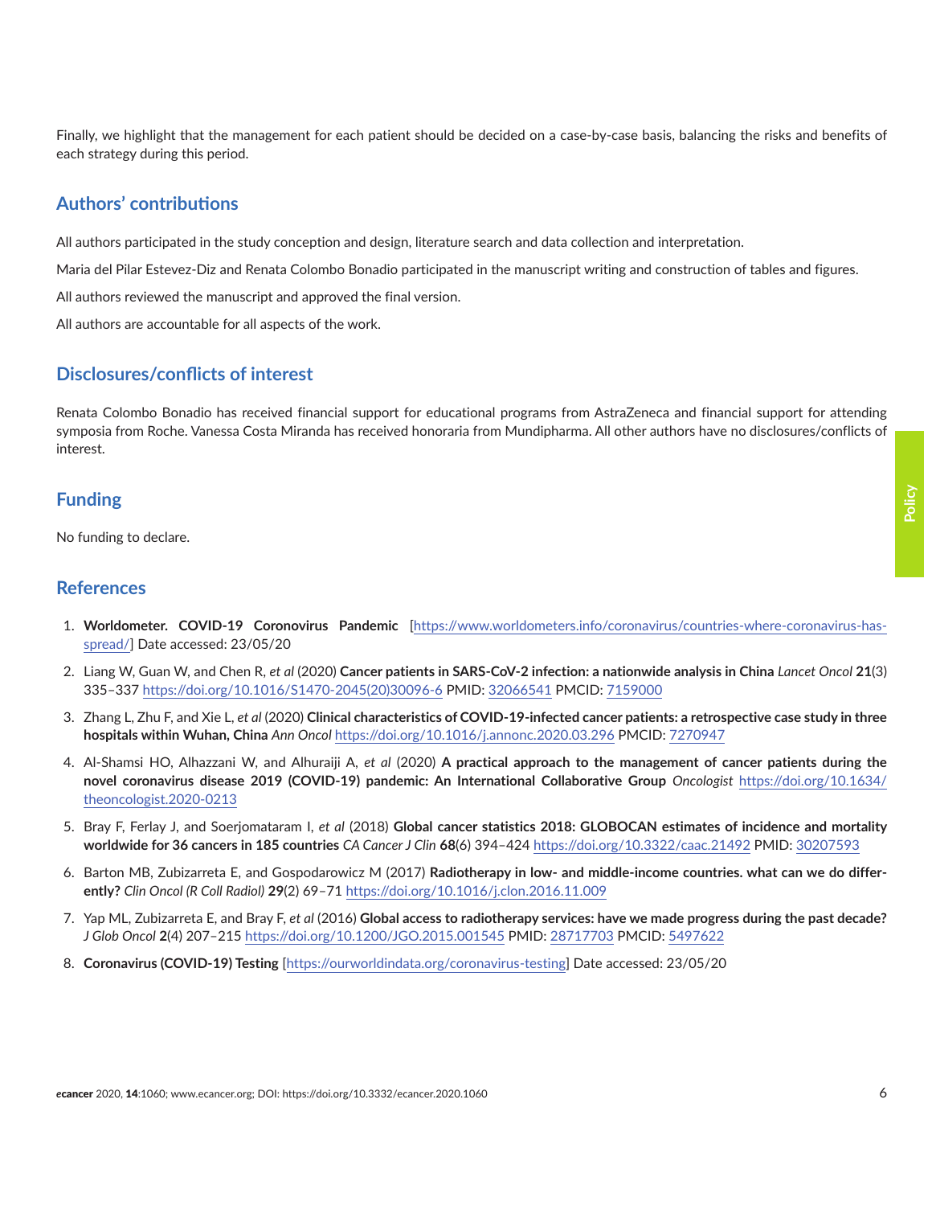Finally, we highlight that the management for each patient should be decided on a case-by-case basis, balancing the risks and benefits of each strategy during this period.

## Authors' contributions

All authors participated in the study conception and design, literature search and data collection and interpretation.

Maria del Pilar Estevez-Diz and Renata Colombo Bonadio participated in the manuscript writing and construction of tables and figures.

All authors reviewed the manuscript and approved the final version.

All authors are accountable for all aspects of the work.

## Disclosures/conflicts of interest

Renata Colombo Bonadio has received financial support for educational programs from AstraZeneca and financial support for attending symposia from Roche. Vanessa Costa Miranda has received honoraria from Mundipharma. All other authors have no disclosures/conflicts of interest.

## Funding

No funding to declare.

## References

1. **Worldometer. COVID-19 Coronovirus Pandemic** [https://www.worldometers.info/coronavirus/countries-where-coronavirus-has-spread/] Date accessed: 23/05/20
2. Liang W, Guan W, and Chen R, *et al* (2020) **Cancer patients in SARS-CoV-2 infection: a nationwide analysis in China** *Lancet Oncol* **21**(3) 335–337 https://doi.org/10.1016/S1470-2045(20)30096-6 PMID: 32066541 PMCID: 7159000
3. Zhang L, Zhu F, and Xie L, *et al* (2020) **Clinical characteristics of COVID-19-infected cancer patients: a retrospective case study in three hospitals within Wuhan, China** *Ann Oncol* https://doi.org/10.1016/j.annonc.2020.03.296 PMCID: 7270947
4. Al-Shamsi HO, Alhazzani W, and Alhuraiji A, *et al* (2020) **A practical approach to the management of cancer patients during the novel coronavirus disease 2019 (COVID-19) pandemic: An International Collaborative Group** *Oncologist* https://doi.org/10.1634/theoncologist.2020-0213
5. Bray F, Ferlay J, and Soerjomataram I, *et al* (2018) **Global cancer statistics 2018: GLOBOCAN estimates of incidence and mortality worldwide for 36 cancers in 185 countries** *CA Cancer J Clin* **68**(6) 394–424 https://doi.org/10.3322/caac.21492 PMID: 30207593
6. Barton MB, Zubizarreta E, and Gospodarowicz M (2017) **Radiotherapy in low- and middle-income countries. what can we do differently?** *Clin Oncol (R Coll Radiol)* **29**(2) 69–71 https://doi.org/10.1016/j.clon.2016.11.009
7. Yap ML, Zubizarreta E, and Bray F, *et al* (2016) **Global access to radiotherapy services: have we made progress during the past decade?** *J Glob Oncol* **2**(4) 207–215 https://doi.org/10.1200/JGO.2015.001545 PMID: 28717703 PMCID: 5497622
8. **Coronavirus (COVID-19) Testing** [https://ourworldindata.org/coronavirus-testing] Date accessed: 23/05/20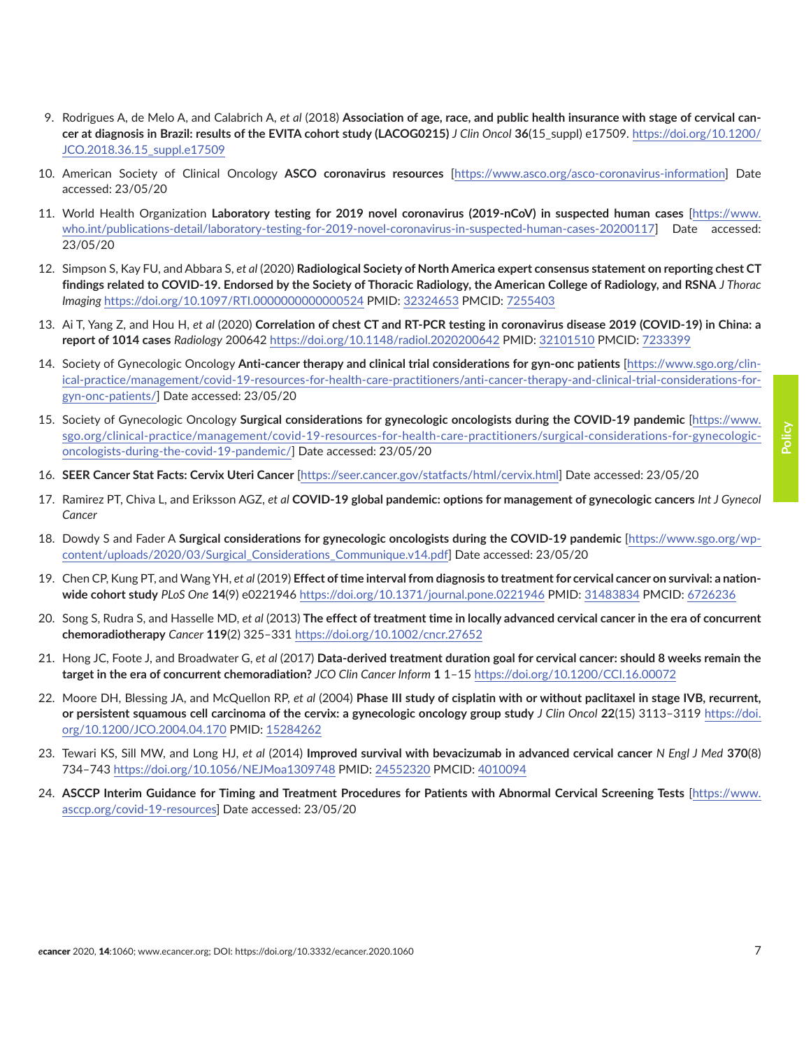9. Rodrigues A, de Melo A, and Calabrich A, *et al* (2018) **Association of age, race, and public health insurance with stage of cervical cancer at diagnosis in Brazil: results of the EVITA cohort study (LACOG0215)** *J Clin Oncol* **36**(15_suppl) e17509. https://doi.org/10.1200/JCO.2018.36.15_suppl.e17509

10. American Society of Clinical Oncology **ASCO coronavirus resources** [https://www.asco.org/asco-coronavirus-information] Date accessed: 23/05/20

11. World Health Organization **Laboratory testing for 2019 novel coronavirus (2019-nCoV) in suspected human cases** [https://www.who.int/publications-detail/laboratory-testing-for-2019-novel-coronavirus-in-suspected-human-cases-20200117] Date accessed: 23/05/20

12. Simpson S, Kay FU, and Abbara S, *et al* (2020) **Radiological Society of North America expert consensus statement on reporting chest CT findings related to COVID-19. Endorsed by the Society of Thoracic Radiology, the American College of Radiology, and RSNA** *J Thorac Imaging* https://doi.org/10.1097/RTI.0000000000000524 PMID: 32324653 PMCID: 7255403

13. Ai T, Yang Z, and Hou H, *et al* (2020) **Correlation of chest CT and RT-PCR testing in coronavirus disease 2019 (COVID-19) in China: a report of 1014 cases** *Radiology* 200642 https://doi.org/10.1148/radiol.2020200642 PMID: 32101510 PMCID: 7233399

14. Society of Gynecologic Oncology **Anti-cancer therapy and clinical trial considerations for gyn-onc patients** [https://www.sgo.org/clinical-practice/management/covid-19-resources-for-health-care-practitioners/anti-cancer-therapy-and-clinical-trial-considerations-for-gyn-onc-patients/] Date accessed: 23/05/20

15. Society of Gynecologic Oncology **Surgical considerations for gynecologic oncologists during the COVID-19 pandemic** [https://www.sgo.org/clinical-practice/management/covid-19-resources-for-health-care-practitioners/surgical-considerations-for-gynecologic-oncologists-during-the-covid-19-pandemic/] Date accessed: 23/05/20

16. **SEER Cancer Stat Facts: Cervix Uteri Cancer** [https://seer.cancer.gov/statfacts/html/cervix.html] Date accessed: 23/05/20

17. Ramirez PT, Chiva L, and Eriksson AGZ, *et al* **COVID-19 global pandemic: options for management of gynecologic cancers** *Int J Gynecol Cancer*

18. Dowdy S and Fader A **Surgical considerations for gynecologic oncologists during the COVID-19 pandemic** [https://www.sgo.org/wp-content/uploads/2020/03/Surgical_Considerations_Communique.v14.pdf] Date accessed: 23/05/20

19. Chen CP, Kung PT, and Wang YH, *et al* (2019) **Effect of time interval from diagnosis to treatment for cervical cancer on survival: a nationwide cohort study** *PLoS One* **14**(9) e0221946 https://doi.org/10.1371/journal.pone.0221946 PMID: 31483834 PMCID: 6726236

20. Song S, Rudra S, and Hasselle MD, *et al* (2013) **The effect of treatment time in locally advanced cervical cancer in the era of concurrent chemoradiotherapy** *Cancer* **119**(2) 325–331 https://doi.org/10.1002/cncr.27652

21. Hong JC, Foote J, and Broadwater G, *et al* (2017) **Data-derived treatment duration goal for cervical cancer: should 8 weeks remain the target in the era of concurrent chemoradiation?** *JCO Clin Cancer Inform* **1** 1–15 https://doi.org/10.1200/CCI.16.00072

22. Moore DH, Blessing JA, and McQuellon RP, *et al* (2004) **Phase III study of cisplatin with or without paclitaxel in stage IVB, recurrent, or persistent squamous cell carcinoma of the cervix: a gynecologic oncology group study** *J Clin Oncol* **22**(15) 3113–3119 https://doi.org/10.1200/JCO.2004.04.170 PMID: 15284262

23. Tewari KS, Sill MW, and Long HJ, *et al* (2014) **Improved survival with bevacizumab in advanced cervical cancer** *N Engl J Med* **370**(8) 734–743 https://doi.org/10.1056/NEJMoa1309748 PMID: 24552320 PMCID: 4010094

24. **ASCCP Interim Guidance for Timing and Treatment Procedures for Patients with Abnormal Cervical Screening Tests** [https://www.asccp.org/covid-19-resources] Date accessed: 23/05/20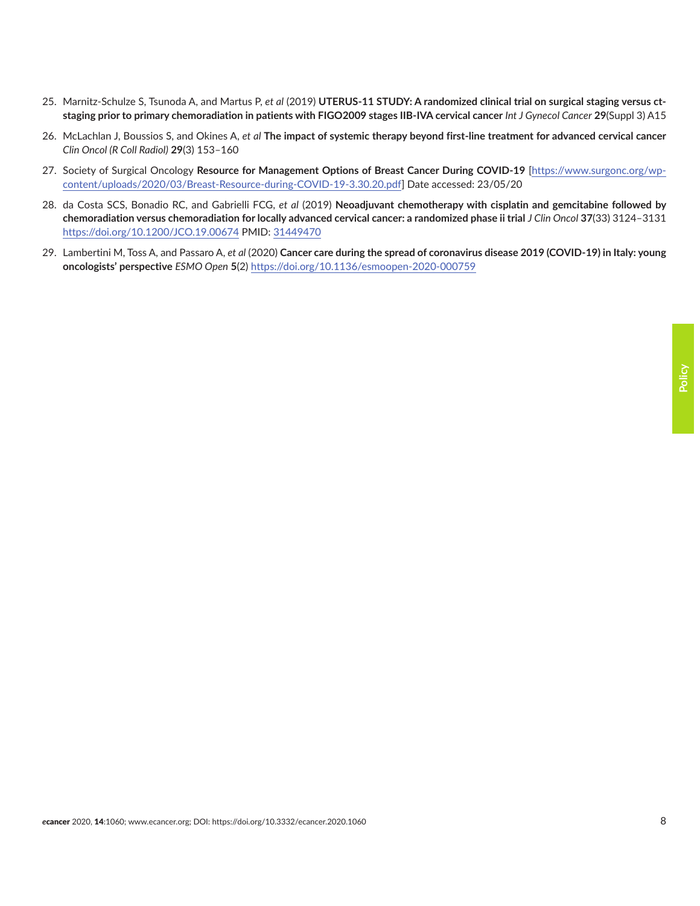25. Marnitz-Schulze S, Tsunoda A, and Martus P, *et al* (2019) **UTERUS-11 STUDY: A randomized clinical trial on surgical staging versus ct-staging prior to primary chemoradiation in patients with FIGO2009 stages IIB-IVA cervical cancer** *Int J Gynecol Cancer* **29**(Suppl 3) A15

26. McLachlan J, Boussios S, and Okines A, *et al* **The impact of systemic therapy beyond first-line treatment for advanced cervical cancer** *Clin Oncol (R Coll Radiol)* **29**(3) 153–160

27. Society of Surgical Oncology **Resource for Management Options of Breast Cancer During COVID-19** [https://www.surgonc.org/wp-content/uploads/2020/03/Breast-Resource-during-COVID-19-3.30.20.pdf] Date accessed: 23/05/20

28. da Costa SCS, Bonadio RC, and Gabrielli FCG, *et al* (2019) **Neoadjuvant chemotherapy with cisplatin and gemcitabine followed by chemoradiation versus chemoradiation for locally advanced cervical cancer: a randomized phase ii trial** *J Clin Oncol* **37**(33) 3124–3131 https://doi.org/10.1200/JCO.19.00674 PMID: 31449470

29. Lambertini M, Toss A, and Passaro A, *et al* (2020) **Cancer care during the spread of coronavirus disease 2019 (COVID-19) in Italy: young oncologists' perspective** *ESMO Open* **5**(2) https://doi.org/10.1136/esmoopen-2020-000759